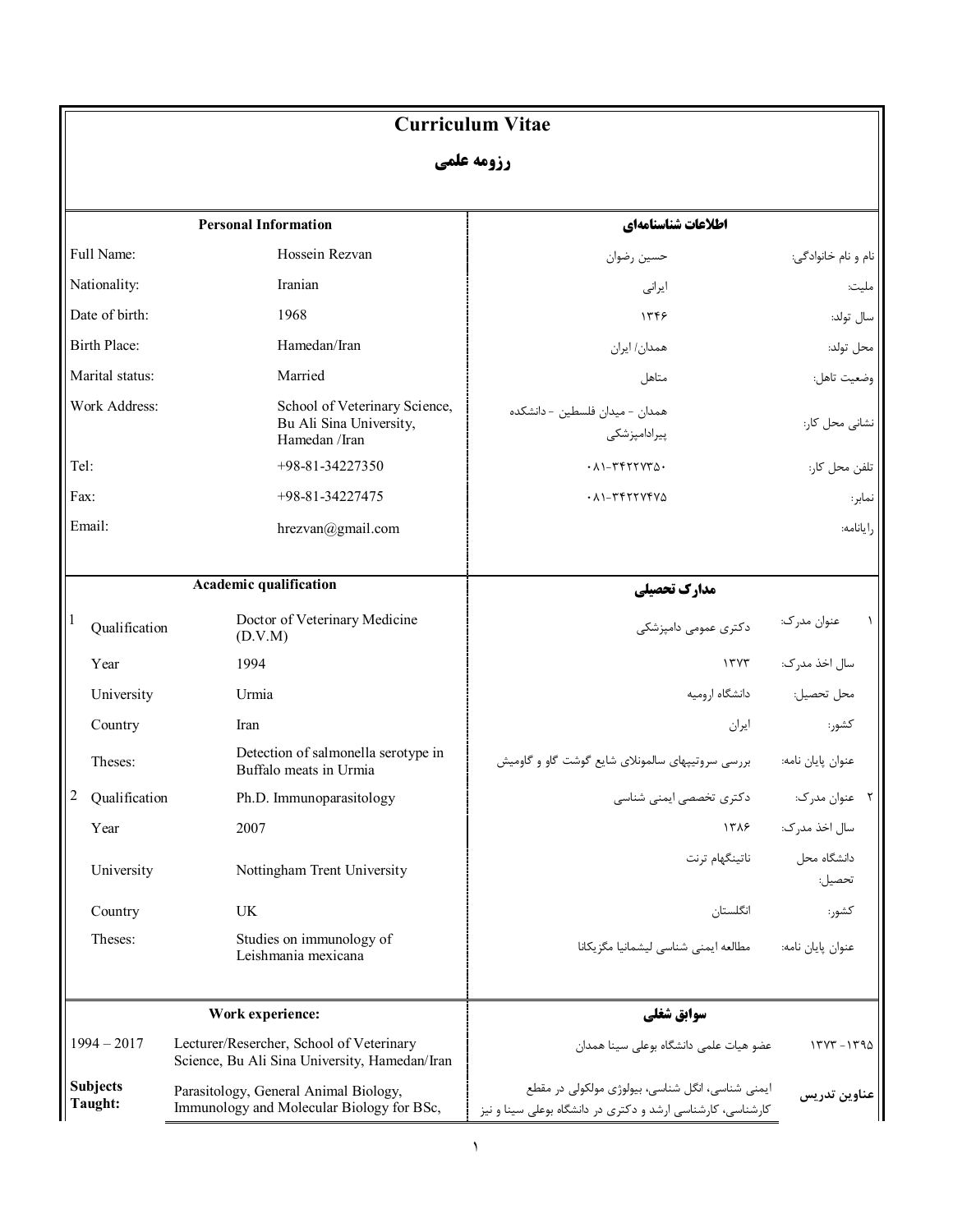# Curriculum Vitae

# رزومه علمی

| Personal Information | | اطلاعات شناسنامه‌ای | |
|---|---|---|---|
| Full Name: | Hossein Rezvan | حسین رضوان | نام و نام خانوادگی: |
| Nationality: | Iranian | ایرانی | ملیت: |
| Date of birth: | 1968 | ۱۳۴۶ | سال تولد: |
| Birth Place: | Hamedan/Iran | همدان/ ایران | محل تولد: |
| Marital status: | Married | متاهل | وضعیت تاهل: |
| Work Address: | School of Veterinary Science, Bu Ali Sina University, Hamedan /Iran | همدان - میدان فلسطین - دانشکده پیرادامپزشکی | نشانی محل کار: |
| Tel: | +98-81-34227350 | ۰۸۱-۳۴۲۲۷۳۵۰ | تلفن محل کار: |
| Fax: | +98-81-34227475 | ۰۸۱-۳۴۲۲۷۴۷۵ | نمابر: |
| Email: | hrezvan@gmail.com | | رایانامه: |

| Academic qualification | | | مدارک تحصیلی | |
|---|---|---|---|---|
| 1 | Qualification | Doctor of Veterinary Medicine (D.V.M) | دکتری عمومی دامپزشکی | ۱ عنوان مدرک: |
| | Year | 1994 | ۱۳۷۳ | سال اخذ مدرک: |
| | University | Urmia | دانشگاه ارومیه | محل تحصیل: |
| | Country | Iran | ایران | کشور: |
| | Theses: | Detection of salmonella serotype in Buffalo meats in Urmia | بررسی سروتیپهای سالمونلای شایع گوشت گاو و گاومیش | عنوان پایان نامه: |
| 2 | Qualification | Ph.D. Immunoparasitology | دکتری تخصصی ایمنی شناسی | ۲ عنوان مدرک: |
| | Year | 2007 | ۱۳۸۶ | سال اخذ مدرک: |
| | University | Nottingham Trent University | ناتینگهام ترنت | دانشگاه محل تحصیل: |
| | Country | UK | انگلستان | کشور: |
| | Theses: | Studies on immunology of Leishmania mexicana | مطالعه ایمنی شناسی لیشمانیا مگزیکانا | عنوان پایان نامه: |

| Work experience: | | سوابق شغلی | |
|---|---|---|---|
| 1994 – 2017 | Lecturer/Resercher, School of Veterinary Science, Bu Ali Sina University, Hamedan/Iran | عضو هیات علمی دانشگاه بوعلی سینا همدان | ۱۳۷۳ - ۱۳۹۵ |
| **Subjects Taught:** | Parasitology, General Animal Biology, Immunology and Molecular Biology for BSc, | ایمنی شناسی، انگل شناسی، بیولوژی مولکولی در مقطع کارشناسی، کارشناسی ارشد و دکتری در دانشگاه بوعلی سینا و نیز | **عناوین تدریس** |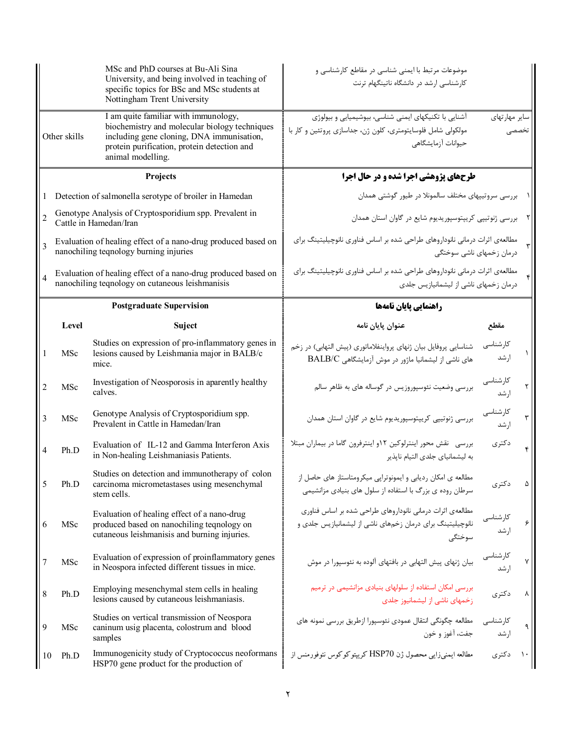| | | |
|---|---|---|
| | MSc and PhD courses at Bu-Ali Sina University, and being involved in teaching of specific topics for BSc and MSc students at Nottingham Trent University | موضوعات مرتبط با ایمنی شناسی در مقاطع کارشناسی و کارشناسی ارشد در دانشگاه ناتینگهام ترنت |
| Other skills | I am quite familiar with immunology, biochemistry and molecular biology techniques including gene cloning, DNA immunisation, protein purification, protein detection and animal modelling. | سایر مهارتهای تخصصی: آشنایی با تکنیکهای ایمنی شناسی، بیوشیمیایی و بیولوژی مولکولی شامل فلوسایتومتری، کلون ژن، جداسازی پروتئین و کار با حیوانات آزمایشگاهی |

| | Projects | طرح‌های پژوهشی اجرا شده و در حال اجرا | |
|---|---|---|---|
| 1 | Detection of salmonella serotype of broiler in Hamedan | بررسی سروتیپهای مختلف سالمونلا در طیور گوشتی همدان | ۱ |
| 2 | Genotype Analysis of Cryptosporidium spp. Prevalent in Cattle in Hamedan/Iran | بررسی ژنوتیپی کریپتوسپوریدیوم شایع در گاوان استان همدان | ۲ |
| 3 | Evaluation of healing effect of a nano-drug produced based on nanochiling teqnology burning injuries | مطالعه‌ی اثرات درمانی نانوداروهای طراحی شده بر اساس فناوری نانوچیلیتینگ برای درمان زخمهای ناشی سوختگی | ۳ |
| 4 | Evaluation of healing effect of a nano-drug produced based on nanochiling teqnology on cutaneous leishmanisis | مطالعه‌ی اثرات درمانی نانوداروهای طراحی شده بر اساس فناوری نانوچیلیتینگ برای درمان زخمهای ناشی از لیشمانیازیس جلدی | ۴ |

| | Level | Suject | عنوان پایان نامه | مقطع | |
|---|---|---|---|---|---|
| | | **Postgraduate Supervision** | **راهنمایی پایان نامه‌ها** | | |
| 1 | MSc | Studies on expression of pro-inflammatory genes in lesions caused by Leishmania major in BALB/c mice. | شناسایی پروفایل بیان ژنهای پروانفلاماتوری (پیش التهابی) در زخم های ناشی از لیشمانیا ماژور در موش آزمایشگاهی BALB/C | کارشناسی ارشد | ۱ |
| 2 | MSc | Investigation of Neosporosis in aparently healthy calves. | بررسی وضعیت نئوسپوروزیس در گوساله های به ظاهر سالم | کارشناسی ارشد | ۲ |
| 3 | MSc | Genotype Analysis of Cryptosporidium spp. Prevalent in Cattle in Hamedan/Iran | بررسی ژنوتیپی کریپتوسپوریدیوم شایع در گاوان استان همدان | کارشناسی ارشد | ۳ |
| 4 | Ph.D | Evaluation of IL-12 and Gamma Interferon Axis in Non-healing Leishmaniasis Patients. | بررسی نقش محور اینترلوکین ۱۲و اینترفرون گاما در بیماران مبتلا به لیشمانیای جلدی التیام ناپذیر | دکتری | ۴ |
| 5 | Ph.D | Studies on detection and immunotherapy of colon carcinoma micrometastases using mesenchymal stem cells. | مطالعه ی امکان ردیابی و ایمونوتراپی میکرومتاستاز های حاصل از سرطان روده ی بزرگ با استفاده از سلول های بنیادی مزانشیمی | دکتری | ۵ |
| 6 | MSc | Evaluation of healing effect of a nano-drug produced based on nanochiling teqnology on cutaneous leishmanisis and burning injuries. | مطالعه‌ی اثرات درمانی نانوداروهای طراحی شده بر اساس فناوری نانوچیلیتینگ برای درمان زخم‌های ناشی از لیشمانیازیس جلدی و سوختگی | کارشناسی ارشد | ۶ |
| 7 | MSc | Evaluation of expression of proinflammatory genes in Neospora infected different tissues in mice. | بیان ژنهای پیش التهابی در بافتهای آلوده به نئوسپورا در موش | کارشناسی ارشد | ۷ |
| 8 | Ph.D | Employing mesenchymal stem cells in healing lesions caused by cutaneous leishmaniasis. | بررسی امکان استفاده از سلولهای بنیادی مزانشیمی در ترمیم زخمهای ناشی از لیشمانیوز جلدی | دکتری | ۸ |
| 9 | MSc | Studies on vertical transmission of Neospora caninum usig placenta, colostrum and blood samples | مطالعه چگونگی انتقال عمودی نئوسپورا ازطریق بررسی نمونه های جفت، آغوز و خون | کارشناسی ارشد | ۹ |
| 10 | Ph.D | Immunogenicity study of Cryptococcus neoformans HSP70 gene product for the production of | مطالعه ایمنی‌زایی محصول ژن HSP70 کریپتوکوکوس نئوفورمنس از | دکتری | ۱۰ |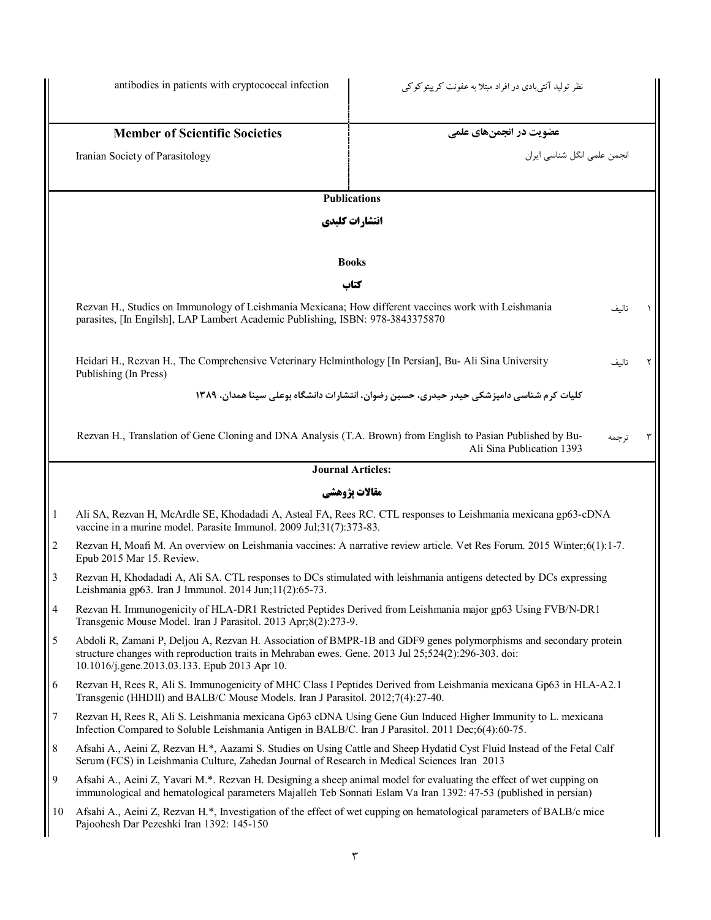| antibodies in patients with cryptococcal infection | نظر تولید آنتی‌بادی در افراد مبتلا به عفونت کریپتوکوکی |
|---|---|
| **Member of Scientific Societies** | **عضویت در انجمن‌های علمی** |
| Iranian Society of Parasitology | انجمن علمی انگل شناسی ایران |

## Publications

## انتشارات کلیدی

### Books

### کتاب

| | | |
|---|---|---|
| Rezvan H., Studies on Immunology of Leishmania Mexicana; How different vaccines work with Leishmania parasites, [In Engilsh], LAP Lambert Academic Publishing, ISBN: 978-3843375870 | تالیف | ۱ |
| Heidari H., Rezvan H., The Comprehensive Veterinary Helminthology [In Persian], Bu- Ali Sina University Publishing (In Press)<br>**کلیات کرم شناسی دامپزشکی حیدر حیدری، حسین رضوان، انتشارات دانشگاه بوعلی سینا همدان، ۱۳۸۹** | تالیف | ۲ |
| Rezvan H., Translation of Gene Cloning and DNA Analysis (T.A. Brown) from English to Pasian Published by Bu-Ali Sina Publication 1393 | ترجمه | ۳ |

### Journal Articles:

### مقالات پژوهشی

1. Ali SA, Rezvan H, McArdle SE, Khodadadi A, Asteal FA, Rees RC. CTL responses to Leishmania mexicana gp63-cDNA vaccine in a murine model. Parasite Immunol. 2009 Jul;31(7):373-83.
2. Rezvan H, Moafi M. An overview on Leishmania vaccines: A narrative review article. Vet Res Forum. 2015 Winter;6(1):1-7. Epub 2015 Mar 15. Review.
3. Rezvan H, Khodadadi A, Ali SA. CTL responses to DCs stimulated with leishmania antigens detected by DCs expressing Leishmania gp63. Iran J Immunol. 2014 Jun;11(2):65-73.
4. Rezvan H. Immunogenicity of HLA-DR1 Restricted Peptides Derived from Leishmania major gp63 Using FVB/N-DR1 Transgenic Mouse Model. Iran J Parasitol. 2013 Apr;8(2):273-9.
5. Abdoli R, Zamani P, Deljou A, Rezvan H. Association of BMPR-1B and GDF9 genes polymorphisms and secondary protein structure changes with reproduction traits in Mehraban ewes. Gene. 2013 Jul 25;524(2):296-303. doi: 10.1016/j.gene.2013.03.133. Epub 2013 Apr 10.
6. Rezvan H, Rees R, Ali S. Immunogenicity of MHC Class I Peptides Derived from Leishmania mexicana Gp63 in HLA-A2.1 Transgenic (HHDII) and BALB/C Mouse Models. Iran J Parasitol. 2012;7(4):27-40.
7. Rezvan H, Rees R, Ali S. Leishmania mexicana Gp63 cDNA Using Gene Gun Induced Higher Immunity to L. mexicana Infection Compared to Soluble Leishmania Antigen in BALB/C. Iran J Parasitol. 2011 Dec;6(4):60-75.
8. Afsahi A., Aeini Z, Rezvan H.*, Aazami S. Studies on Using Cattle and Sheep Hydatid Cyst Fluid Instead of the Fetal Calf Serum (FCS) in Leishmania Culture, Zahedan Journal of Research in Medical Sciences Iran 2013
9. Afsahi A., Aeini Z, Yavari M.*. Rezvan H. Designing a sheep animal model for evaluating the effect of wet cupping on immunological and hematological parameters Majalleh Teb Sonnati Eslam Va Iran 1392: 47-53 (published in persian)
10. Afsahi A., Aeini Z, Rezvan H.*, Investigation of the effect of wet cupping on hematological parameters of BALB/c mice Pajoohesh Dar Pezeshki Iran 1392: 145-150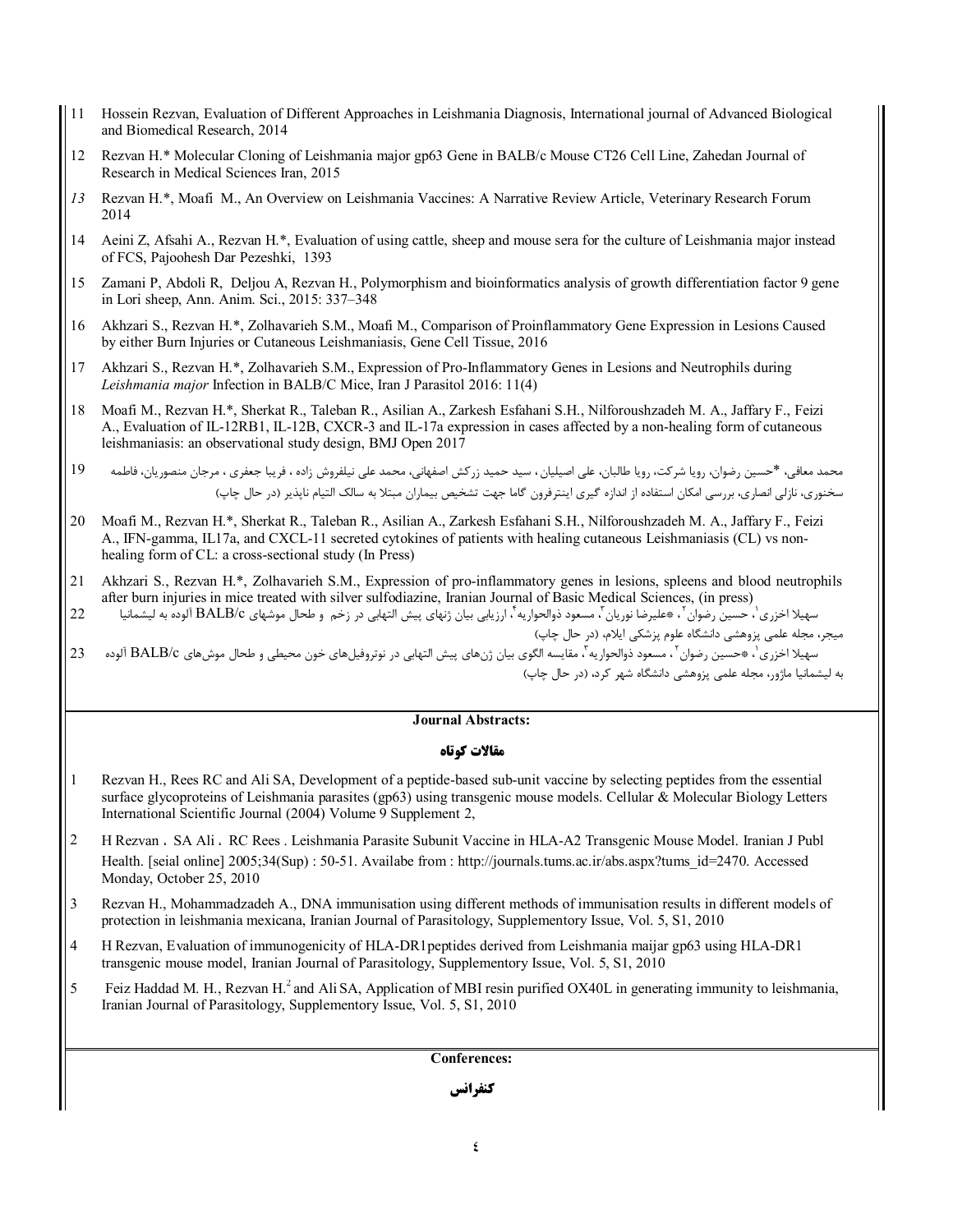11 Hossein Rezvan, Evaluation of Different Approaches in Leishmania Diagnosis, International journal of Advanced Biological and Biomedical Research, 2014

12 Rezvan H.* Molecular Cloning of Leishmania major gp63 Gene in BALB/c Mouse CT26 Cell Line, Zahedan Journal of Research in Medical Sciences Iran, 2015

*13* Rezvan H.*, Moafi M., An Overview on Leishmania Vaccines: A Narrative Review Article, Veterinary Research Forum 2014

14 Aeini Z, Afsahi A., Rezvan H.*, Evaluation of using cattle, sheep and mouse sera for the culture of Leishmania major instead of FCS, Pajoohesh Dar Pezeshki, 1393

15 Zamani P, Abdoli R, Deljou A, Rezvan H., Polymorphism and bioinformatics analysis of growth differentiation factor 9 gene in Lori sheep, Ann. Anim. Sci., 2015: 337–348

16 Akhzari S., Rezvan H.*, Zolhavarieh S.M., Moafi M., Comparison of Proinflammatory Gene Expression in Lesions Caused by either Burn Injuries or Cutaneous Leishmaniasis, Gene Cell Tissue, 2016

17 Akhzari S., Rezvan H.*, Zolhavarieh S.M., Expression of Pro-Inflammatory Genes in Lesions and Neutrophils during *Leishmania major* Infection in BALB/C Mice, Iran J Parasitol 2016: 11(4)

18 Moafi M., Rezvan H.*, Sherkat R., Taleban R., Asilian A., Zarkesh Esfahani S.H., Nilforoushzadeh M. A., Jaffary F., Feizi A., Evaluation of IL-12RB1, IL-12B, CXCR-3 and IL-17a expression in cases affected by a non-healing form of cutaneous leishmaniasis: an observational study design, BMJ Open 2017

19 محمد معافی، *حسین رضوان، رویا شرکت، رویا طالبان، علی اصیلیان، سید حمید زرکش اصفهانی، محمد علی نیلفروش زاده ، فریبا جعفری ، مرجان منصوریان، فاطمه سخنوری، نازلی انصاری، بررسی امکان استفاده از اندازه گیری اینترفرون گاما جهت تشخیص بیماران مبتلا به سالک التیام ناپذیر (در حال چاپ)

20 Moafi M., Rezvan H.*, Sherkat R., Taleban R., Asilian A., Zarkesh Esfahani S.H., Nilforoushzadeh M. A., Jaffary F., Feizi A., IFN-gamma, IL17a, and CXCL-11 secreted cytokines of patients with healing cutaneous Leishmaniasis (CL) vs non-healing form of CL: a cross-sectional study (In Press)

21 Akhzari S., Rezvan H.*, Zolhavarieh S.M., Expression of pro-inflammatory genes in lesions, spleens and blood neutrophils after burn injuries in mice treated with silver sulfodiazine, Iranian Journal of Basic Medical Sciences, (in press)

22 سهیلا اخزری[1]، حسین رضوان[2]، *علیرضا نوریان[3]، مسعود ذوالحواریه[4]، ارزیابی بیان ژنهای پیش التهابی در زخم و طحال موشهای BALB/c آلوده به لیشمانیا میجر، مجله علمی پژوهشی دانشگاه علوم پزشکی ایلام، (در حال چاپ)

23 سهیلا اخزری[1]، *حسین رضوان[2]، مسعود ذوالحواریه[3]، مقایسه الگوی بیان ژن‌های پیش التهابی در نوتروفیل‌های خون محیطی و طحال موش‌های BALB/c آلوده به لیشمانیا ماژور، مجله علمی پژوهشی دانشگاه شهر کرد، (در حال چاپ)

## Journal Abstracts:

## مقالات کوتاه

1 Rezvan H., Rees RC and Ali SA, Development of a peptide-based sub-unit vaccine by selecting peptides from the essential surface glycoproteins of Leishmania parasites (gp63) using transgenic mouse models. Cellular & Molecular Biology Letters International Scientific Journal (2004) Volume 9 Supplement 2,

2 H Rezvan ، SA Ali ، RC Rees . Leishmania Parasite Subunit Vaccine in HLA-A2 Transgenic Mouse Model. Iranian J Publ Health. [seial online] 2005;34(Sup) : 50-51. Availabe from : http://journals.tums.ac.ir/abs.aspx?tums_id=2470. Accessed Monday, October 25, 2010

3 Rezvan H., Mohammadzadeh A., DNA immunisation using different methods of immunisation results in different models of protection in leishmania mexicana, Iranian Journal of Parasitology, Supplementory Issue, Vol. 5, S1, 2010

4 H Rezvan, Evaluation of immunogenicity of HLA-DR1peptides derived from Leishmania maijar gp63 using HLA-DR1 transgenic mouse model, Iranian Journal of Parasitology, Supplementory Issue, Vol. 5, S1, 2010

5 Feiz Haddad M. H., Rezvan H.[2] and Ali SA, Application of MBI resin purified OX40L in generating immunity to leishmania, Iranian Journal of Parasitology, Supplementory Issue, Vol. 5, S1, 2010

## Conferences:

## کنفرانس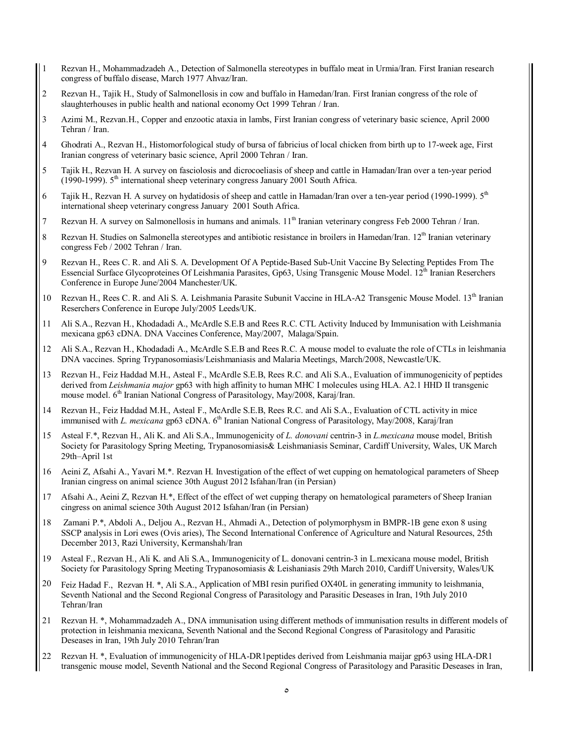1. Rezvan H., Mohammadzadeh A., Detection of Salmonella stereotypes in buffalo meat in Urmia/Iran. First Iranian research congress of buffalo disease, March 1977 Ahvaz/Iran.
2. Rezvan H., Tajik H., Study of Salmonellosis in cow and buffalo in Hamedan/Iran. First Iranian congress of the role of slaughterhouses in public health and national economy Oct 1999 Tehran / Iran.
3. Azimi M., Rezvan.H., Copper and enzootic ataxia in lambs, First Iranian congress of veterinary basic science, April 2000 Tehran / Iran.
4. Ghodrati A., Rezvan H., Histomorfological study of bursa of fabricius of local chicken from birth up to 17-week age, First Iranian congress of veterinary basic science, April 2000 Tehran / Iran.
5. Tajik H., Rezvan H. A survey on fasciolosis and dicrocoeliasis of sheep and cattle in Hamadan/Iran over a ten-year period (1990-1999). 5th international sheep veterinary congress January 2001 South Africa.
6. Tajik H., Rezvan H. A survey on hydatidosis of sheep and cattle in Hamadan/Iran over a ten-year period (1990-1999). 5th international sheep veterinary congress January 2001 South Africa.
7. Rezvan H. A survey on Salmonellosis in humans and animals. 11th Iranian veterinary congress Feb 2000 Tehran / Iran.
8. Rezvan H. Studies on Salmonella stereotypes and antibiotic resistance in broilers in Hamedan/Iran. 12th Iranian veterinary congress Feb / 2002 Tehran / Iran.
9. Rezvan H., Rees C. R. and Ali S. A. Development Of A Peptide-Based Sub-Unit Vaccine By Selecting Peptides From The Essencial Surface Glycoproteines Of Leishmania Parasites, Gp63, Using Transgenic Mouse Model. 12th Iranian Reserchers Conference in Europe June/2004 Manchester/UK.
10. Rezvan H., Rees C. R. and Ali S. A. Leishmania Parasite Subunit Vaccine in HLA-A2 Transgenic Mouse Model. 13th Iranian Reserchers Conference in Europe July/2005 Leeds/UK.
11. Ali S.A., Rezvan H., Khodadadi A., McArdle S.E.B and Rees R.C. CTL Activity Induced by Immunisation with Leishmania mexicana gp63 cDNA. DNA Vaccines Conference, May/2007, Malaga/Spain.
12. Ali S.A., Rezvan H., Khodadadi A., McArdle S.E.B and Rees R.C. A mouse model to evaluate the role of CTLs in leishmania DNA vaccines. Spring Trypanosomiasis/Leishmaniasis and Malaria Meetings, March/2008, Newcastle/UK.
13. Rezvan H., Feiz Haddad M.H., Asteal F., McArdle S.E.B, Rees R.C. and Ali S.A., Evaluation of immunogenicity of peptides derived from *Leishmania major* gp63 with high affinity to human MHC I molecules using HLA. A2.1 HHD II transgenic mouse model. 6th Iranian National Congress of Parasitology, May/2008, Karaj/Iran.
14. Rezvan H., Feiz Haddad M.H., Asteal F., McArdle S.E.B, Rees R.C. and Ali S.A., Evaluation of CTL activity in mice immunised with *L. mexicana* gp63 cDNA. 6th Iranian National Congress of Parasitology, May/2008, Karaj/Iran
15. Asteal F.*, Rezvan H., Ali K. and Ali S.A., Immunogenicity of *L. donovani* centrin-3 in *L.mexicana* mouse model, British Society for Parasitology Spring Meeting, Trypanosomiasis& Leishmaniasis Seminar, Cardiff University, Wales, UK March 29th–April 1st
16. Aeini Z, Afsahi A., Yavari M.*. Rezvan H. Investigation of the effect of wet cupping on hematological parameters of Sheep Iranian cingress on animal science 30th August 2012 Isfahan/Iran (in Persian)
17. Afsahi A., Aeini Z, Rezvan H.*, Effect of the effect of wet cupping therapy on hematological parameters of Sheep Iranian cingress on animal science 30th August 2012 Isfahan/Iran (in Persian)
18. Zamani P.*, Abdoli A., Deljou A., Rezvan H., Ahmadi A., Detection of polymorphysm in BMPR-1B gene exon 8 using SSCP analysis in Lori ewes (Ovis aries), The Second International Conference of Agriculture and Natural Resources, 25th December 2013, Razi University, Kermanshah/Iran
19. Asteal F., Rezvan H., Ali K. and Ali S.A., Immunogenicity of L. donovani centrin-3 in L.mexicana mouse model, British Society for Parasitology Spring Meeting Trypanosomiasis & Leishaniasis 29th March 2010, Cardiff University, Wales/UK
20. Feiz Hadad F., Rezvan H. *, Ali S.A., Application of MBI resin purified OX40L in generating immunity to leishmania, Seventh National and the Second Regional Congress of Parasitology and Parasitic Deseases in Iran, 19th July 2010 Tehran/Iran
21. Rezvan H. *, Mohammadzadeh A., DNA immunisation using different methods of immunisation results in different models of protection in leishmania mexicana, Seventh National and the Second Regional Congress of Parasitology and Parasitic Deseases in Iran, 19th July 2010 Tehran/Iran
22. Rezvan H. *, Evaluation of immunogenicity of HLA-DR1peptides derived from Leishmania maijar gp63 using HLA-DR1 transgenic mouse model, Seventh National and the Second Regional Congress of Parasitology and Parasitic Deseases in Iran,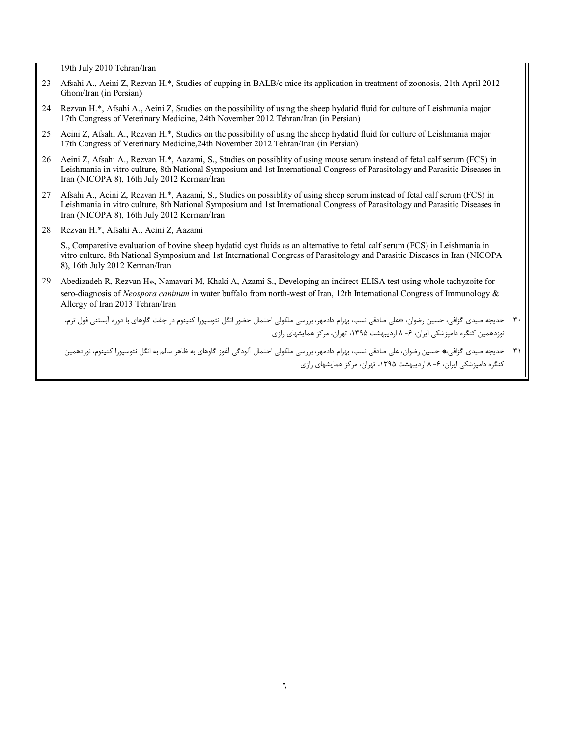19th July 2010 Tehran/Iran

23 Afsahi A., Aeini Z, Rezvan H.*, Studies of cupping in BALB/c mice its application in treatment of zoonosis, 21th April 2012 Ghom/Iran (in Persian)

24 Rezvan H.*, Afsahi A., Aeini Z, Studies on the possibility of using the sheep hydatid fluid for culture of Leishmania major 17th Congress of Veterinary Medicine, 24th November 2012 Tehran/Iran (in Persian)

25 Aeini Z, Afsahi A., Rezvan H.*, Studies on the possibility of using the sheep hydatid fluid for culture of Leishmania major 17th Congress of Veterinary Medicine,24th November 2012 Tehran/Iran (in Persian)

26 Aeini Z, Afsahi A., Rezvan H.*, Aazami, S., Studies on possiblity of using mouse serum instead of fetal calf serum (FCS) in Leishmania in vitro culture, 8th National Symposium and 1st International Congress of Parasitology and Parasitic Diseases in Iran (NICOPA 8), 16th July 2012 Kerman/Iran

27 Afsahi A., Aeini Z, Rezvan H.*, Aazami, S., Studies on possiblity of using sheep serum instead of fetal calf serum (FCS) in Leishmania in vitro culture, 8th National Symposium and 1st International Congress of Parasitology and Parasitic Diseases in Iran (NICOPA 8), 16th July 2012 Kerman/Iran

28 Rezvan H.*, Afsahi A., Aeini Z, Aazami

S., Comparetive evaluation of bovine sheep hydatid cyst fluids as an alternative to fetal calf serum (FCS) in Leishmania in vitro culture, 8th National Symposium and 1st International Congress of Parasitology and Parasitic Diseases in Iran (NICOPA 8), 16th July 2012 Kerman/Iran

29 Abedizadeh R, Rezvan H*, Namavari M, Khaki A, Azami S., Developing an indirect ELISA test using whole tachyzoite for sero-diagnosis of *Neospora caninum* in water buffalo from north-west of Iran, 12th International Congress of Immunology & Allergy of Iran 2013 Tehran/Iran

۳۰ خدیجه صیدی گزافی، حسین رضوان، *علی صادقی نسب، بهرام دادمهر، بررسی ملکولی احتمال حضور انگل نئوسپورا کنینوم در جفت گاوهای با دوره آبستنی فول ترم، نوزدهمین کنگره دامپزشکی ایران، ۶- ۸ اردیبهشت ۱۳۹۵، تهران، مرکز همایشهای رازی

۳۱ خدیجه صیدی گزافی، * حسین رضوان، علی صادقی نسب، بهرام دادمهر، بررسی ملکولی احتمال آلودگی آغوز گاوهای به ظاهر سالم به انگل نئوسپورا کنینوم، نوزدهمین کنگره دامپزشکی ایران، ۶- ۸ اردیبهشت ۱۳۹۵، تهران، مرکز همایشهای رازی